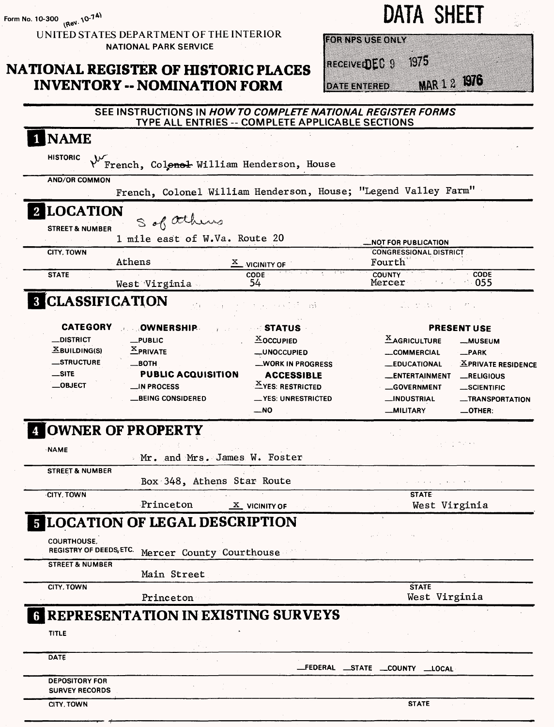Form No. 10-300 (Rev. 10-74)

# DATA SHEET

UNITED STATES DEPARTMENT OF THE INTERIOR
NATIONAL PARK SERVICE

## NATIONAL REGISTER OF HISTORIC PLACES INVENTORY -- NOMINATION FORM

| FOR NPS USE ONLY | |
|---|---|
| RECEIVED | DEC 9 1975 |
| DATE ENTERED | MAR 12 1976 |

SEE INSTRUCTIONS IN *HOW TO COMPLETE NATIONAL REGISTER FORMS*
TYPE ALL ENTRIES -- COMPLETE APPLICABLE SECTIONS

## 1 NAME

HISTORIC: French, ~~Colonel~~ Mr William Henderson, House

AND/OR COMMON: French, Colonel William Henderson, House; "Legend Valley Farm"

## 2 LOCATION

STREET & NUMBER: S of Athens — 1 mile east of W.Va. Route 20 — __NOT FOR PUBLICATION

CITY, TOWN: Athens — X VICINITY OF — CONGRESSIONAL DISTRICT: Fourth

STATE: West Virginia — CODE: 54 — COUNTY: Mercer — CODE: 055

## 3 CLASSIFICATION

| CATEGORY | OWNERSHIP | STATUS | PRESENT USE | |
|---|---|---|---|---|
| __DISTRICT | __PUBLIC | X OCCUPIED | X AGRICULTURE | __MUSEUM |
| X BUILDING(S) | X PRIVATE | __UNOCCUPIED | __COMMERCIAL | __PARK |
| __STRUCTURE | __BOTH | __WORK IN PROGRESS | __EDUCATIONAL | X PRIVATE RESIDENCE |
| __SITE | **PUBLIC ACQUISITION** | **ACCESSIBLE** | __ENTERTAINMENT | __RELIGIOUS |
| __OBJECT | __IN PROCESS | X YES: RESTRICTED | __GOVERNMENT | __SCIENTIFIC |
| | __BEING CONSIDERED | __YES: UNRESTRICTED | __INDUSTRIAL | __TRANSPORTATION |
| | | __NO | __MILITARY | __OTHER: |

## 4 OWNER OF PROPERTY

NAME: Mr. and Mrs. James W. Foster

STREET & NUMBER: Box 348, Athens Star Route

CITY, TOWN: Princeton — X VICINITY OF — STATE: West Virginia

## 5 LOCATION OF LEGAL DESCRIPTION

COURTHOUSE, REGISTRY OF DEEDS, ETC.: Mercer County Courthouse

STREET & NUMBER: Main Street

CITY, TOWN: Princeton — STATE: West Virginia

## 6 REPRESENTATION IN EXISTING SURVEYS

TITLE:

DATE: __FEDERAL __STATE __COUNTY __LOCAL

DEPOSITORY FOR SURVEY RECORDS:

CITY, TOWN: — STATE: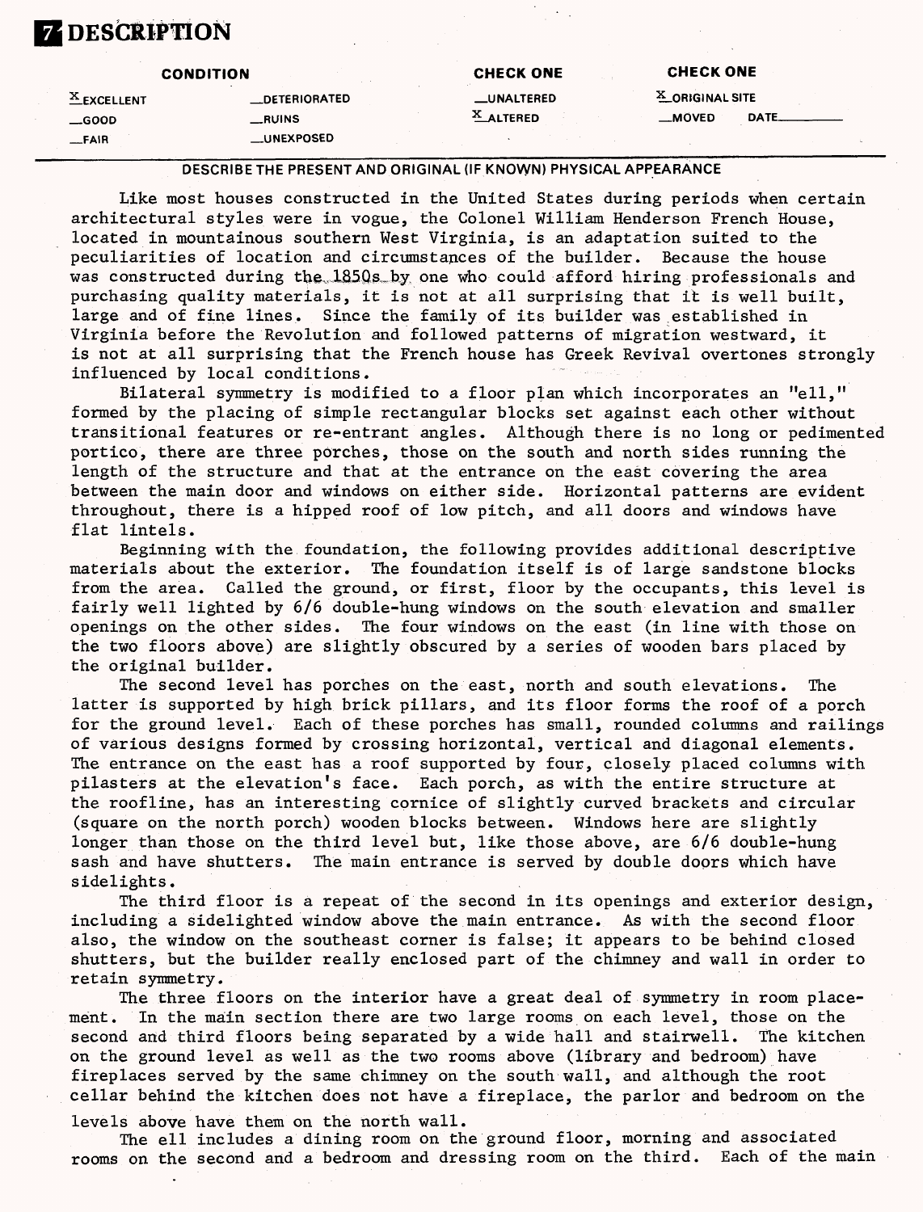# 7 DESCRIPTION

| CONDITION | | CHECK ONE | CHECK ONE |
|---|---|---|---|
| X EXCELLENT | __DETERIORATED | __UNALTERED | X ORIGINAL SITE |
| __GOOD | __RUINS | X ALTERED | __MOVED DATE______ |
| __FAIR | __UNEXPOSED | | |

DESCRIBE THE PRESENT AND ORIGINAL (IF KNOWN) PHYSICAL APPEARANCE

Like most houses constructed in the United States during periods when certain architectural styles were in vogue, the Colonel William Henderson French House, located in mountainous southern West Virginia, is an adaptation suited to the peculiarities of location and circumstances of the builder. Because the house was constructed during the 1850s by one who could afford hiring professionals and purchasing quality materials, it is not at all surprising that it is well built, large and of fine lines. Since the family of its builder was established in Virginia before the Revolution and followed patterns of migration westward, it is not at all surprising that the French house has Greek Revival overtones strongly influenced by local conditions.

Bilateral symmetry is modified to a floor plan which incorporates an "ell," formed by the placing of simple rectangular blocks set against each other without transitional features or re-entrant angles. Although there is no long or pedimented portico, there are three porches, those on the south and north sides running the length of the structure and that at the entrance on the east covering the area between the main door and windows on either side. Horizontal patterns are evident throughout, there is a hipped roof of low pitch, and all doors and windows have flat lintels.

Beginning with the foundation, the following provides additional descriptive materials about the exterior. The foundation itself is of large sandstone blocks from the area. Called the ground, or first, floor by the occupants, this level is fairly well lighted by 6/6 double-hung windows on the south elevation and smaller openings on the other sides. The four windows on the east (in line with those on the two floors above) are slightly obscured by a series of wooden bars placed by the original builder.

The second level has porches on the east, north and south elevations. The latter is supported by high brick pillars, and its floor forms the roof of a porch for the ground level. Each of these porches has small, rounded columns and railings of various designs formed by crossing horizontal, vertical and diagonal elements. The entrance on the east has a roof supported by four, closely placed columns with pilasters at the elevation's face. Each porch, as with the entire structure at the roofline, has an interesting cornice of slightly curved brackets and circular (square on the north porch) wooden blocks between. Windows here are slightly longer than those on the third level but, like those above, are 6/6 double-hung sash and have shutters. The main entrance is served by double doors which have sidelights.

The third floor is a repeat of the second in its openings and exterior design, including a sidelighted window above the main entrance. As with the second floor also, the window on the southeast corner is false; it appears to be behind closed shutters, but the builder really enclosed part of the chimney and wall in order to retain symmetry.

The three floors on the interior have a great deal of symmetry in room placement. In the main section there are two large rooms on each level, those on the second and third floors being separated by a wide hall and stairwell. The kitchen on the ground level as well as the two rooms above (library and bedroom) have fireplaces served by the same chimney on the south wall, and although the root cellar behind the kitchen does not have a fireplace, the parlor and bedroom on the levels above have them on the north wall.

The ell includes a dining room on the ground floor, morning and associated rooms on the second and a bedroom and dressing room on the third. Each of the main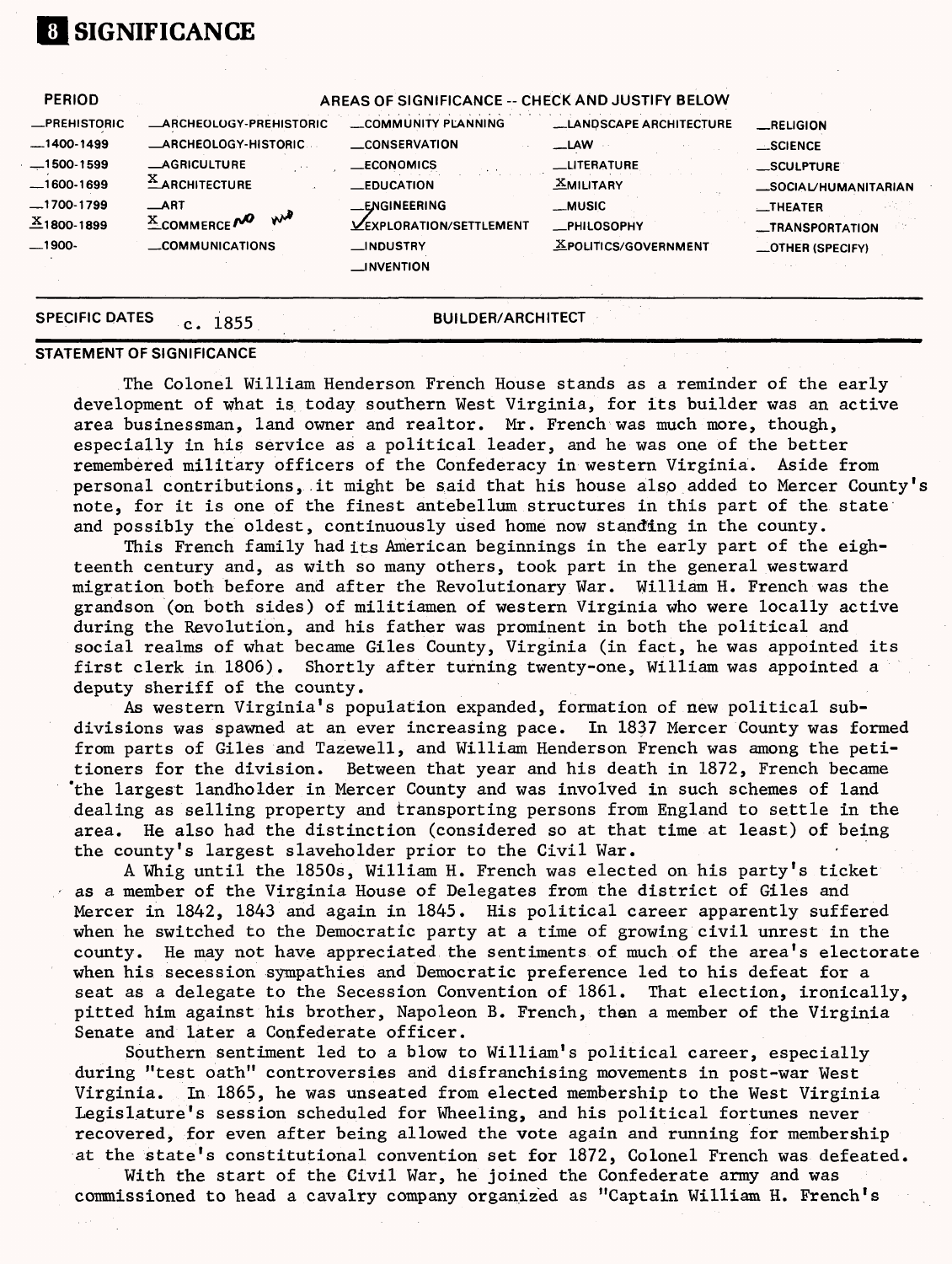# 8 SIGNIFICANCE

| PERIOD | AREAS OF SIGNIFICANCE -- CHECK AND JUSTIFY BELOW | | | |
|---|---|---|---|---|
| _PREHISTORIC | _ARCHEOLOGY-PREHISTORIC | _COMMUNITY PLANNING | _LANDSCAPE ARCHITECTURE | _RELIGION |
| _1400-1499 | _ARCHEOLOGY-HISTORIC | _CONSERVATION | _LAW | _SCIENCE |
| _1500-1599 | _AGRICULTURE | _ECONOMICS | _LITERATURE | _SCULPTURE |
| _1600-1699 | X ARCHITECTURE | _EDUCATION | X MILITARY | _SOCIAL/HUMANITARIAN |
| _1700-1799 | _ART | _ENGINEERING | _MUSIC | _THEATER |
| X 1800-1899 | X COMMERCE no | ✓ EXPLORATION/SETTLEMENT | _PHILOSOPHY | _TRANSPORTATION |
| _1900- | _COMMUNICATIONS | _INDUSTRY | X POLITICS/GOVERNMENT | _OTHER (SPECIFY) |
| | | _INVENTION | | |

SPECIFIC DATES c. 1855 BUILDER/ARCHITECT

## STATEMENT OF SIGNIFICANCE

The Colonel William Henderson French House stands as a reminder of the early development of what is today southern West Virginia, for its builder was an active area businessman, land owner and realtor. Mr. French was much more, though, especially in his service as a political leader, and he was one of the better remembered military officers of the Confederacy in western Virginia. Aside from personal contributions, it might be said that his house also added to Mercer County's note, for it is one of the finest antebellum structures in this part of the state and possibly the oldest, continuously used home now standing in the county.

This French family had its American beginnings in the early part of the eighteenth century and, as with so many others, took part in the general westward migration both before and after the Revolutionary War. William H. French was the grandson (on both sides) of militiamen of western Virginia who were locally active during the Revolution, and his father was prominent in both the political and social realms of what became Giles County, Virginia (in fact, he was appointed its first clerk in 1806). Shortly after turning twenty-one, William was appointed a deputy sheriff of the county.

As western Virginia's population expanded, formation of new political subdivisions was spawned at an ever increasing pace. In 1837 Mercer County was formed from parts of Giles and Tazewell, and William Henderson French was among the petitioners for the division. Between that year and his death in 1872, French became the largest landholder in Mercer County and was involved in such schemes of land dealing as selling property and transporting persons from England to settle in the area. He also had the distinction (considered so at that time at least) of being the county's largest slaveholder prior to the Civil War.

A Whig until the 1850s, William H. French was elected on his party's ticket as a member of the Virginia House of Delegates from the district of Giles and Mercer in 1842, 1843 and again in 1845. His political career apparently suffered when he switched to the Democratic party at a time of growing civil unrest in the county. He may not have appreciated the sentiments of much of the area's electorate when his secession sympathies and Democratic preference led to his defeat for a seat as a delegate to the Secession Convention of 1861. That election, ironically, pitted him against his brother, Napoleon B. French, then a member of the Virginia Senate and later a Confederate officer.

Southern sentiment led to a blow to William's political career, especially during "test oath" controversies and disfranchising movements in post-war West Virginia. In 1865, he was unseated from elected membership to the West Virginia Legislature's session scheduled for Wheeling, and his political fortunes never recovered, for even after being allowed the vote again and running for membership at the state's constitutional convention set for 1872, Colonel French was defeated.

With the start of the Civil War, he joined the Confederate army and was commissioned to head a cavalry company organized as "Captain William H. French's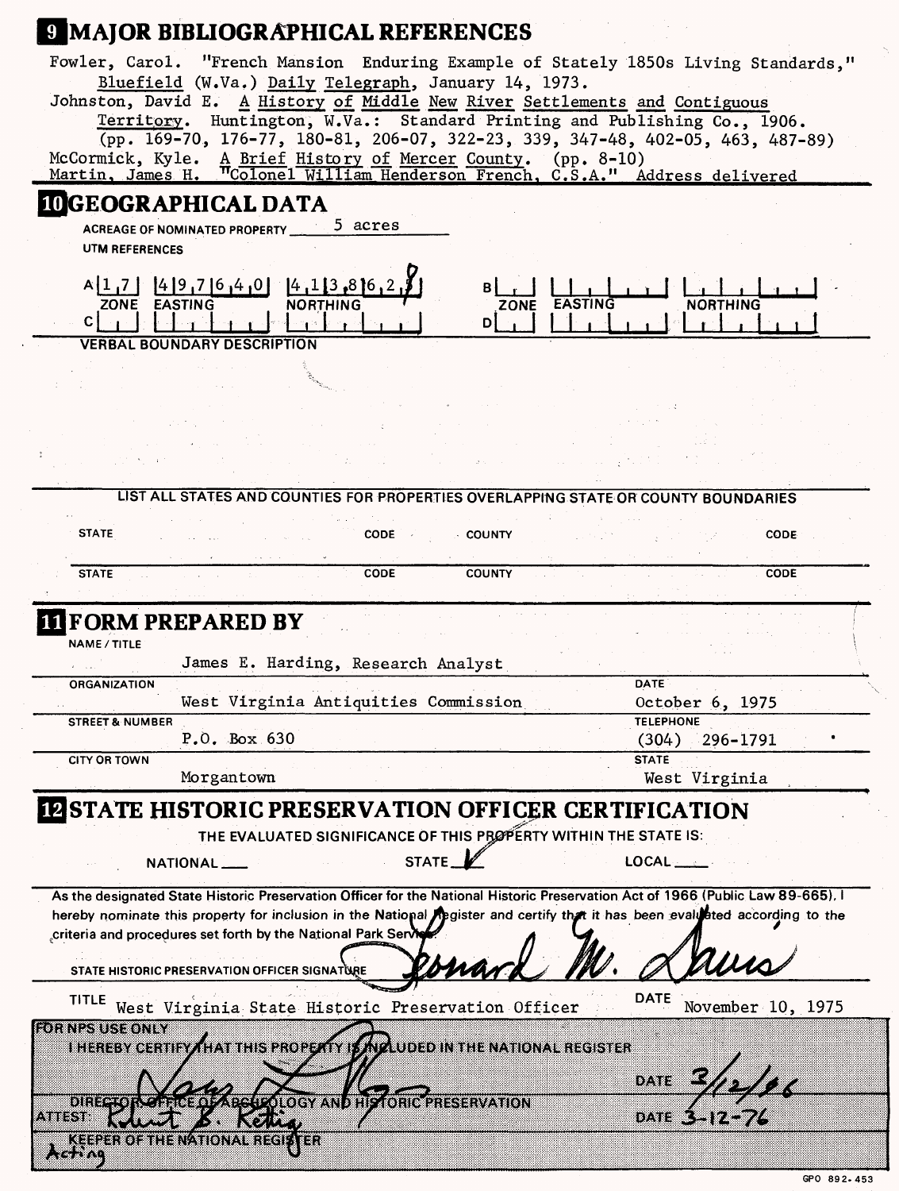# 9 MAJOR BIBLIOGRAPHICAL REFERENCES

Fowler, Carol. "French Mansion Enduring Example of Stately 1850s Living Standards," Bluefield (W.Va.) Daily Telegraph, January 14, 1973.

Johnston, David E. A History of Middle New River Settlements and Contiguous Territory. Huntington, W.Va.: Standard Printing and Publishing Co., 1906. (pp. 169-70, 176-77, 180-81, 206-07, 322-23, 339, 347-48, 402-05, 463, 487-89)

McCormick, Kyle. A Brief History of Mercer County. (pp. 8-10)

Martin, James H. "Colonel William Henderson French, C.S.A." Address delivered

# 10 GEOGRAPHICAL DATA

ACREAGE OF NOMINATED PROPERTY 5 acres

UTM REFERENCES

| | ZONE | EASTING | NORTHING | | ZONE | EASTING | NORTHING |
|---|---|---|---|---|---|---|---|
| A | 1 7 | 4 9 7 6 4 0 | 4 1 3 8 6 2 8 | B | | | |
| C | | | | D | | | |

VERBAL BOUNDARY DESCRIPTION

LIST ALL STATES AND COUNTIES FOR PROPERTIES OVERLAPPING STATE OR COUNTY BOUNDARIES

| STATE | CODE | COUNTY | CODE |
|---|---|---|---|
| STATE | CODE | COUNTY | CODE |

# 11 FORM PREPARED BY

NAME / TITLE
James E. Harding, Research Analyst

ORGANIZATION
West Virginia Antiquities Commission

DATE
October 6, 1975

STREET & NUMBER
P.O. Box 630

TELEPHONE
(304) 296-1791

CITY OR TOWN
Morgantown

STATE
West Virginia

# 12 STATE HISTORIC PRESERVATION OFFICER CERTIFICATION

THE EVALUATED SIGNIFICANCE OF THIS PROPERTY WITHIN THE STATE IS:

NATIONAL ___ STATE ✓ LOCAL ___

As the designated State Historic Preservation Officer for the National Historic Preservation Act of 1966 (Public Law 89-665), I hereby nominate this property for inclusion in the National Register and certify that it has been evaluated according to the criteria and procedures set forth by the National Park Service.

STATE HISTORIC PRESERVATION OFFICER SIGNATURE Leonard M. Davis

TITLE West Virginia State Historic Preservation Officer DATE November 10, 1975

FOR NPS USE ONLY

I HEREBY CERTIFY THAT THIS PROPERTY IS INCLUDED IN THE NATIONAL REGISTER

DATE 3/12/76

DIRECTOR, OFFICE OF ARCHEOLOGY AND HISTORIC PRESERVATION

ATTEST: Robert B. Rettig DATE 3-12-76

Acting KEEPER OF THE NATIONAL REGISTER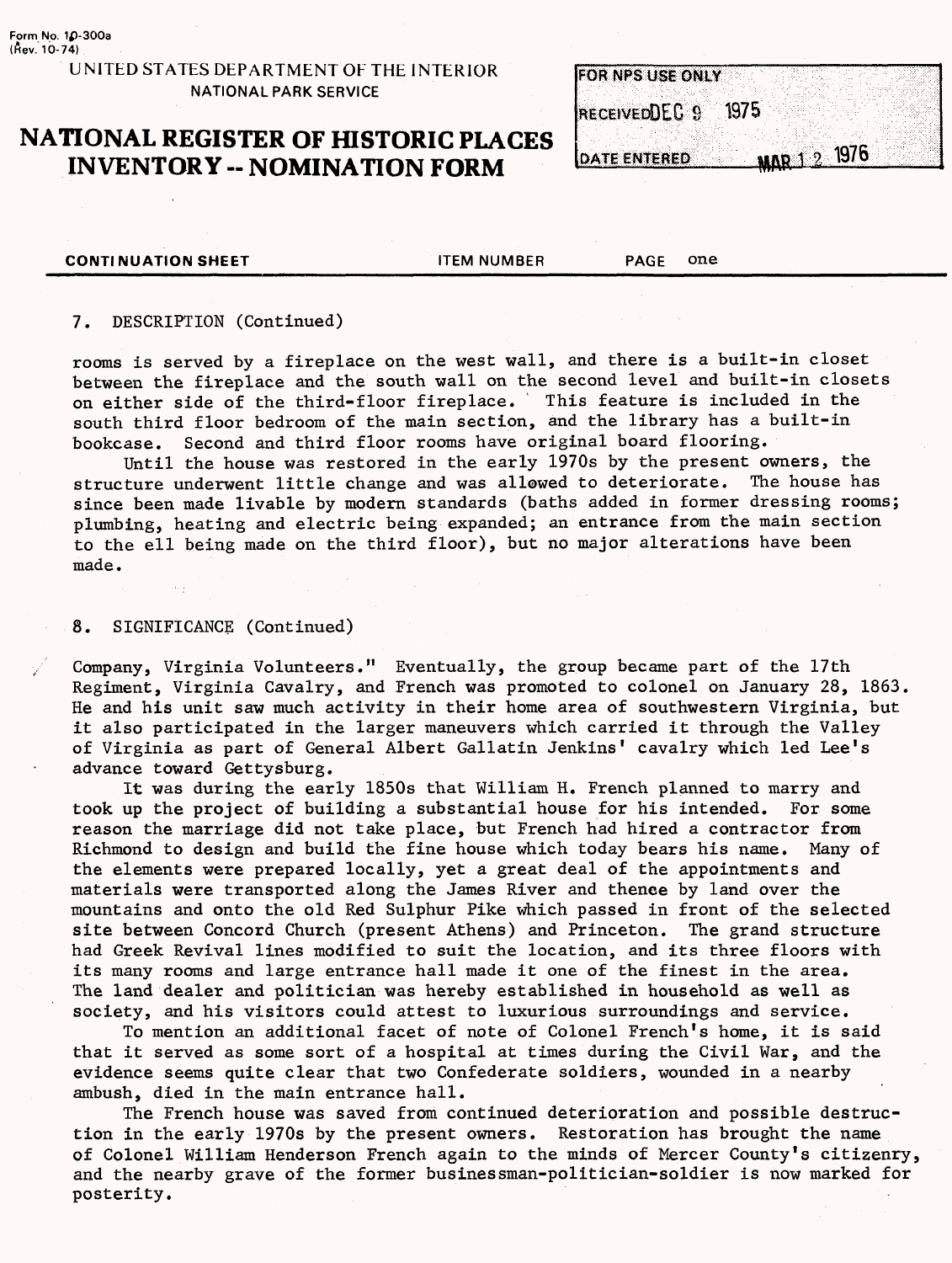Form No. 10-300a
(Rev. 10-74)

UNITED STATES DEPARTMENT OF THE INTERIOR
NATIONAL PARK SERVICE

# NATIONAL REGISTER OF HISTORIC PLACES INVENTORY -- NOMINATION FORM

| FOR NPS USE ONLY |
| --- |
| RECEIVED DEC 9 1975 |
| DATE ENTERED MAR 12 1976 |

**CONTINUATION SHEET** ITEM NUMBER PAGE one

7. DESCRIPTION (Continued)

rooms is served by a fireplace on the west wall, and there is a built-in closet between the fireplace and the south wall on the second level and built-in closets on either side of the third-floor fireplace. This feature is included in the south third floor bedroom of the main section, and the library has a built-in bookcase. Second and third floor rooms have original board flooring.

Until the house was restored in the early 1970s by the present owners, the structure underwent little change and was allowed to deteriorate. The house has since been made livable by modern standards (baths added in former dressing rooms; plumbing, heating and electric being expanded; an entrance from the main section to the ell being made on the third floor), but no major alterations have been made.

8. SIGNIFICANCE (Continued)

Company, Virginia Volunteers." Eventually, the group became part of the 17th Regiment, Virginia Cavalry, and French was promoted to colonel on January 28, 1863. He and his unit saw much activity in their home area of southwestern Virginia, but it also participated in the larger maneuvers which carried it through the Valley of Virginia as part of General Albert Gallatin Jenkins' cavalry which led Lee's advance toward Gettysburg.

It was during the early 1850s that William H. French planned to marry and took up the project of building a substantial house for his intended. For some reason the marriage did not take place, but French had hired a contractor from Richmond to design and build the fine house which today bears his name. Many of the elements were prepared locally, yet a great deal of the appointments and materials were transported along the James River and thence by land over the mountains and onto the old Red Sulphur Pike which passed in front of the selected site between Concord Church (present Athens) and Princeton. The grand structure had Greek Revival lines modified to suit the location, and its three floors with its many rooms and large entrance hall made it one of the finest in the area. The land dealer and politician was hereby established in household as well as society, and his visitors could attest to luxurious surroundings and service.

To mention an additional facet of note of Colonel French's home, it is said that it served as some sort of a hospital at times during the Civil War, and the evidence seems quite clear that two Confederate soldiers, wounded in a nearby ambush, died in the main entrance hall.

The French house was saved from continued deterioration and possible destruction in the early 1970s by the present owners. Restoration has brought the name of Colonel William Henderson French again to the minds of Mercer County's citizenry, and the nearby grave of the former businessman-politician-soldier is now marked for posterity.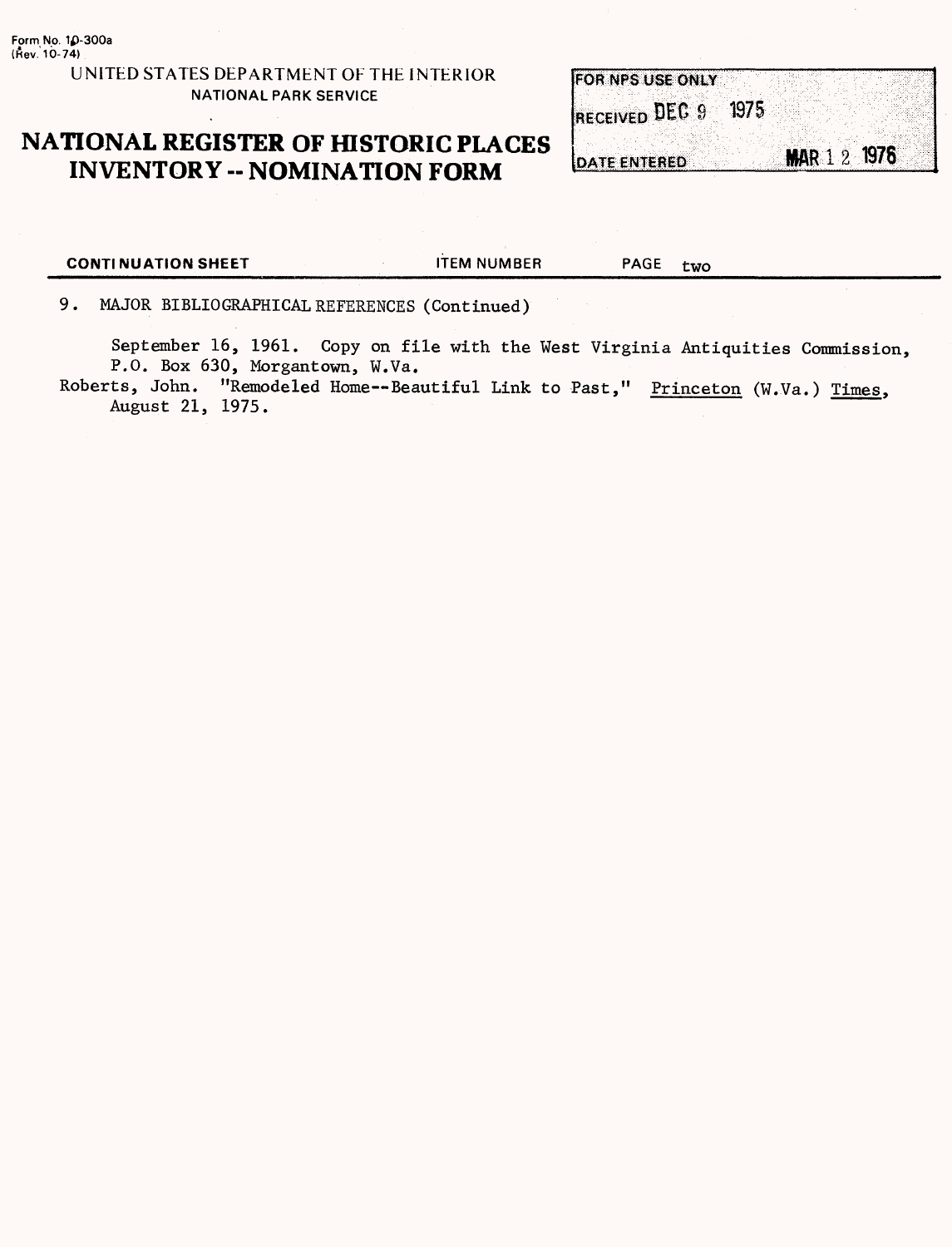Form No. 10-300a
(Rev. 10-74)

UNITED STATES DEPARTMENT OF THE INTERIOR
NATIONAL PARK SERVICE

# NATIONAL REGISTER OF HISTORIC PLACES INVENTORY -- NOMINATION FORM

| | |
|---|---|
| FOR NPS USE ONLY | |
| RECEIVED DEC 9 1975 | |
| DATE ENTERED | MAR 12 1976 |

**CONTINUATION SHEET** ITEM NUMBER PAGE two

9. MAJOR BIBLIOGRAPHICAL REFERENCES (Continued)

September 16, 1961. Copy on file with the West Virginia Antiquities Commission, P.O. Box 630, Morgantown, W.Va.

Roberts, John. "Remodeled Home--Beautiful Link to Past," Princeton (W.Va.) Times, August 21, 1975.